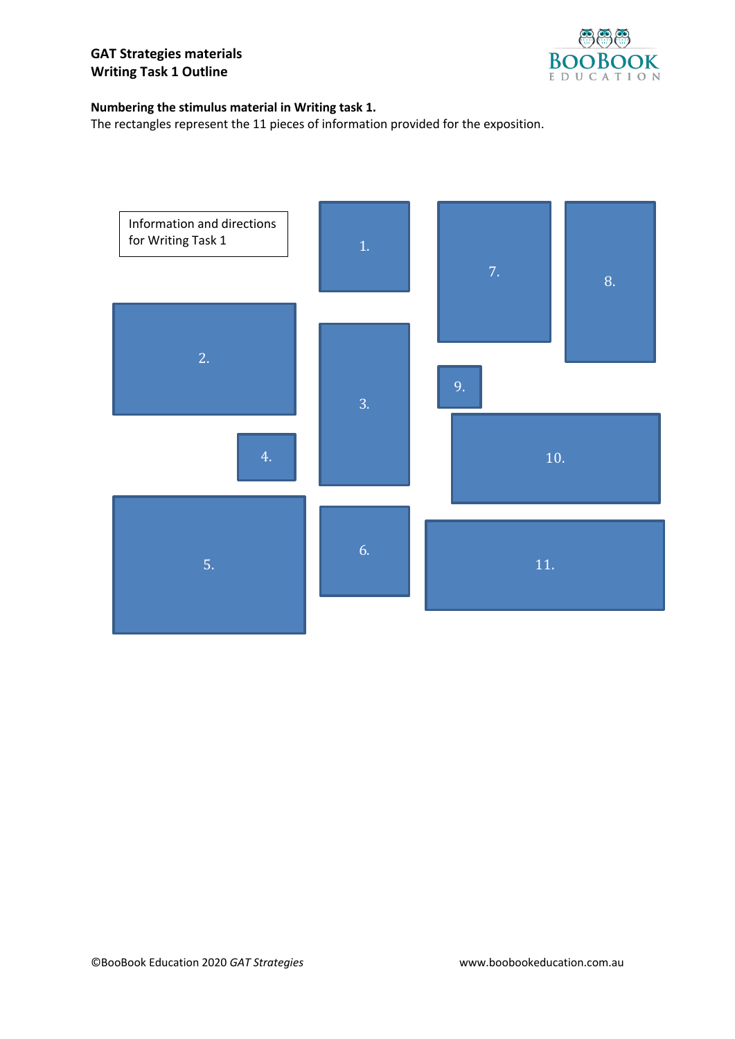**GAT Strategies materials**
**Writing Task 1 Outline**

**Numbering the stimulus material in Writing task 1.**
The rectangles represent the 11 pieces of information provided for the exposition.

Information and directions for Writing Task 1

1.

2.

3.

4.

5.

6.

7.

8.

9.

10.

11.

©BooBook Education 2020 *GAT Strategies*

www.boobookeducation.com.au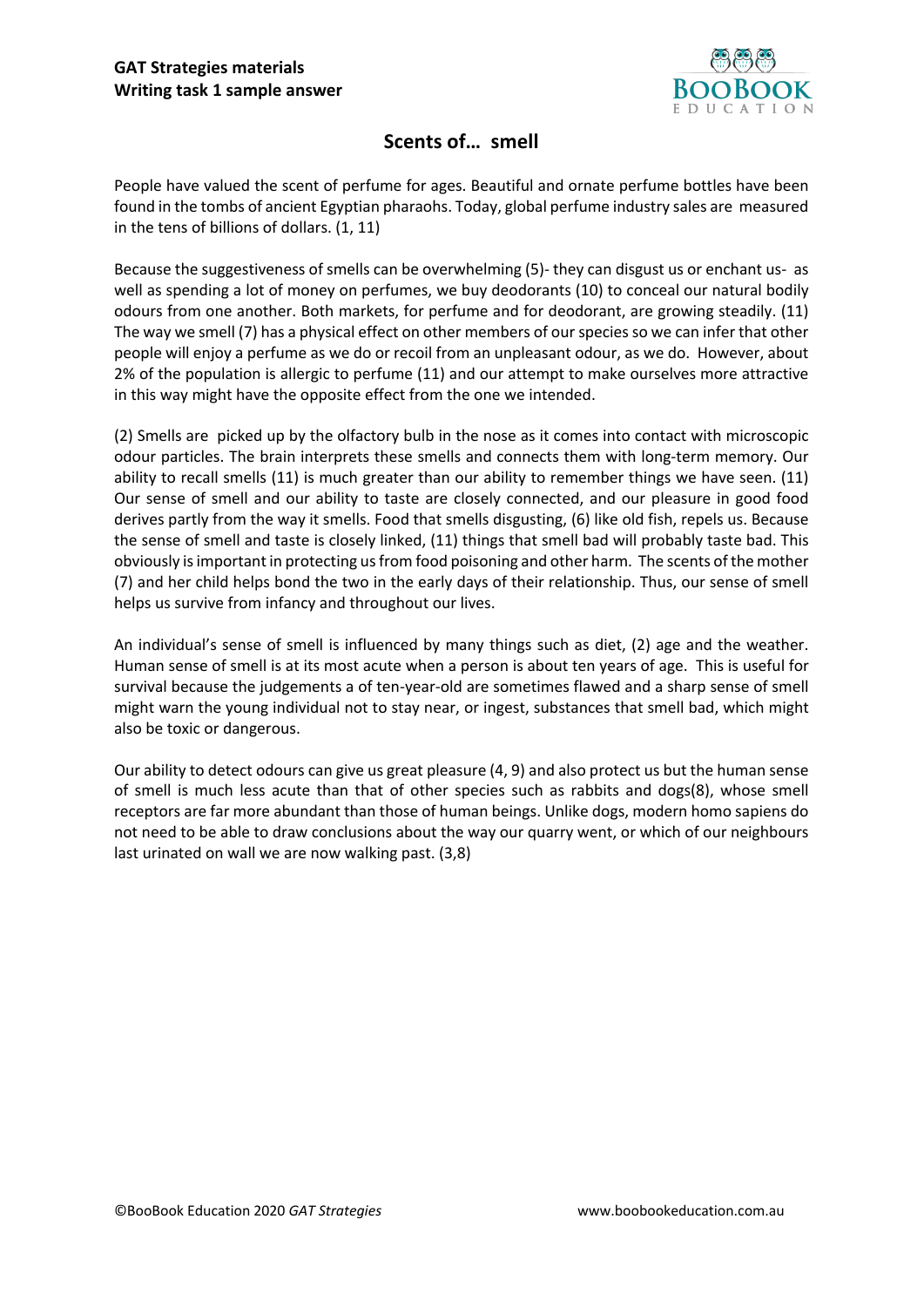**GAT Strategies materials**
**Writing task 1 sample answer**

## Scents of… smell

People have valued the scent of perfume for ages. Beautiful and ornate perfume bottles have been found in the tombs of ancient Egyptian pharaohs. Today, global perfume industry sales are measured in the tens of billions of dollars. (1, 11)

Because the suggestiveness of smells can be overwhelming (5)- they can disgust us or enchant us- as well as spending a lot of money on perfumes, we buy deodorants (10) to conceal our natural bodily odours from one another. Both markets, for perfume and for deodorant, are growing steadily. (11) The way we smell (7) has a physical effect on other members of our species so we can infer that other people will enjoy a perfume as we do or recoil from an unpleasant odour, as we do. However, about 2% of the population is allergic to perfume (11) and our attempt to make ourselves more attractive in this way might have the opposite effect from the one we intended.

(2) Smells are picked up by the olfactory bulb in the nose as it comes into contact with microscopic odour particles. The brain interprets these smells and connects them with long-term memory. Our ability to recall smells (11) is much greater than our ability to remember things we have seen. (11) Our sense of smell and our ability to taste are closely connected, and our pleasure in good food derives partly from the way it smells. Food that smells disgusting, (6) like old fish, repels us. Because the sense of smell and taste is closely linked, (11) things that smell bad will probably taste bad. This obviously is important in protecting us from food poisoning and other harm. The scents of the mother (7) and her child helps bond the two in the early days of their relationship. Thus, our sense of smell helps us survive from infancy and throughout our lives.

An individual's sense of smell is influenced by many things such as diet, (2) age and the weather. Human sense of smell is at its most acute when a person is about ten years of age. This is useful for survival because the judgements a of ten-year-old are sometimes flawed and a sharp sense of smell might warn the young individual not to stay near, or ingest, substances that smell bad, which might also be toxic or dangerous.

Our ability to detect odours can give us great pleasure (4, 9) and also protect us but the human sense of smell is much less acute than that of other species such as rabbits and dogs(8), whose smell receptors are far more abundant than those of human beings. Unlike dogs, modern homo sapiens do not need to be able to draw conclusions about the way our quarry went, or which of our neighbours last urinated on wall we are now walking past. (3,8)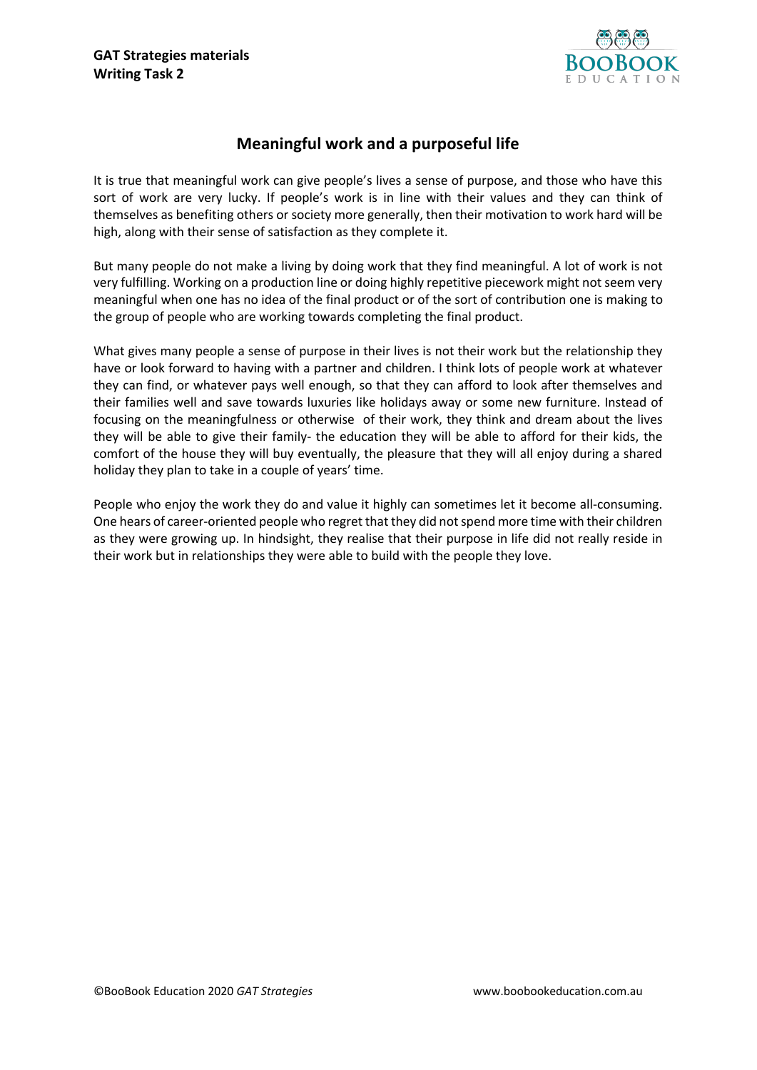# Meaningful work and a purposeful life

It is true that meaningful work can give people's lives a sense of purpose, and those who have this sort of work are very lucky. If people's work is in line with their values and they can think of themselves as benefiting others or society more generally, then their motivation to work hard will be high, along with their sense of satisfaction as they complete it.

But many people do not make a living by doing work that they find meaningful. A lot of work is not very fulfilling. Working on a production line or doing highly repetitive piecework might not seem very meaningful when one has no idea of the final product or of the sort of contribution one is making to the group of people who are working towards completing the final product.

What gives many people a sense of purpose in their lives is not their work but the relationship they have or look forward to having with a partner and children. I think lots of people work at whatever they can find, or whatever pays well enough, so that they can afford to look after themselves and their families well and save towards luxuries like holidays away or some new furniture. Instead of focusing on the meaningfulness or otherwise of their work, they think and dream about the lives they will be able to give their family- the education they will be able to afford for their kids, the comfort of the house they will buy eventually, the pleasure that they will all enjoy during a shared holiday they plan to take in a couple of years' time.

People who enjoy the work they do and value it highly can sometimes let it become all-consuming. One hears of career-oriented people who regret that they did not spend more time with their children as they were growing up. In hindsight, they realise that their purpose in life did not really reside in their work but in relationships they were able to build with the people they love.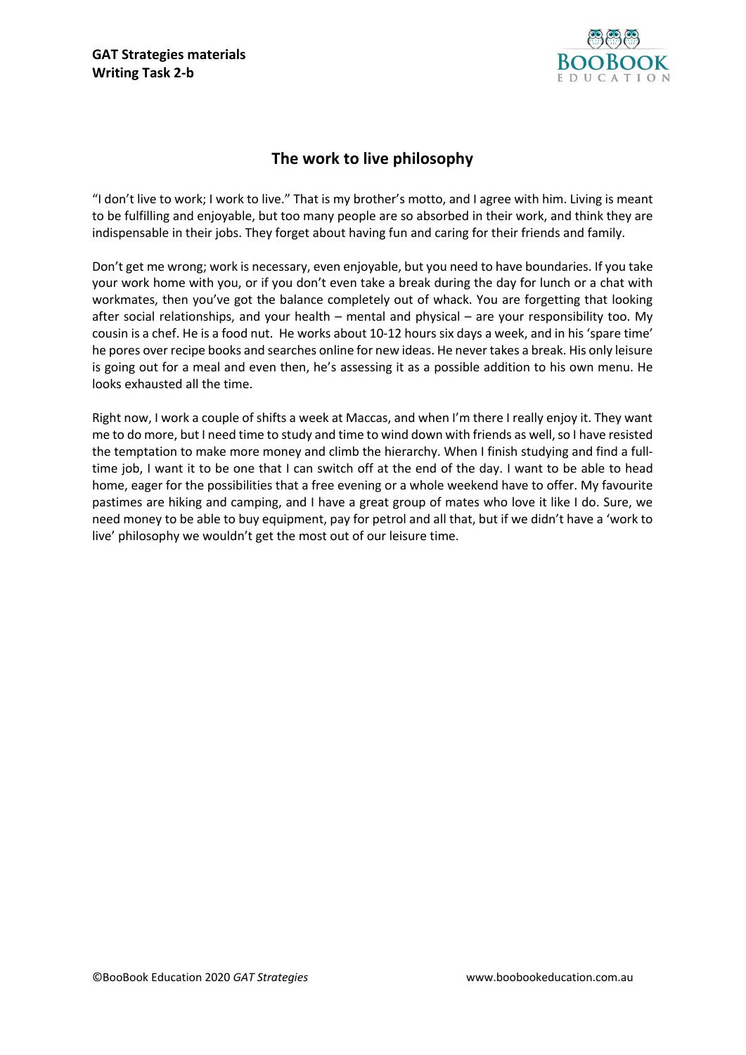## The work to live philosophy

"I don't live to work; I work to live." That is my brother's motto, and I agree with him. Living is meant to be fulfilling and enjoyable, but too many people are so absorbed in their work, and think they are indispensable in their jobs. They forget about having fun and caring for their friends and family.

Don't get me wrong; work is necessary, even enjoyable, but you need to have boundaries. If you take your work home with you, or if you don't even take a break during the day for lunch or a chat with workmates, then you've got the balance completely out of whack. You are forgetting that looking after social relationships, and your health – mental and physical – are your responsibility too. My cousin is a chef. He is a food nut. He works about 10-12 hours six days a week, and in his 'spare time' he pores over recipe books and searches online for new ideas. He never takes a break. His only leisure is going out for a meal and even then, he's assessing it as a possible addition to his own menu. He looks exhausted all the time.

Right now, I work a couple of shifts a week at Maccas, and when I'm there I really enjoy it. They want me to do more, but I need time to study and time to wind down with friends as well, so I have resisted the temptation to make more money and climb the hierarchy. When I finish studying and find a full-time job, I want it to be one that I can switch off at the end of the day. I want to be able to head home, eager for the possibilities that a free evening or a whole weekend have to offer. My favourite pastimes are hiking and camping, and I have a great group of mates who love it like I do. Sure, we need money to be able to buy equipment, pay for petrol and all that, but if we didn't have a 'work to live' philosophy we wouldn't get the most out of our leisure time.